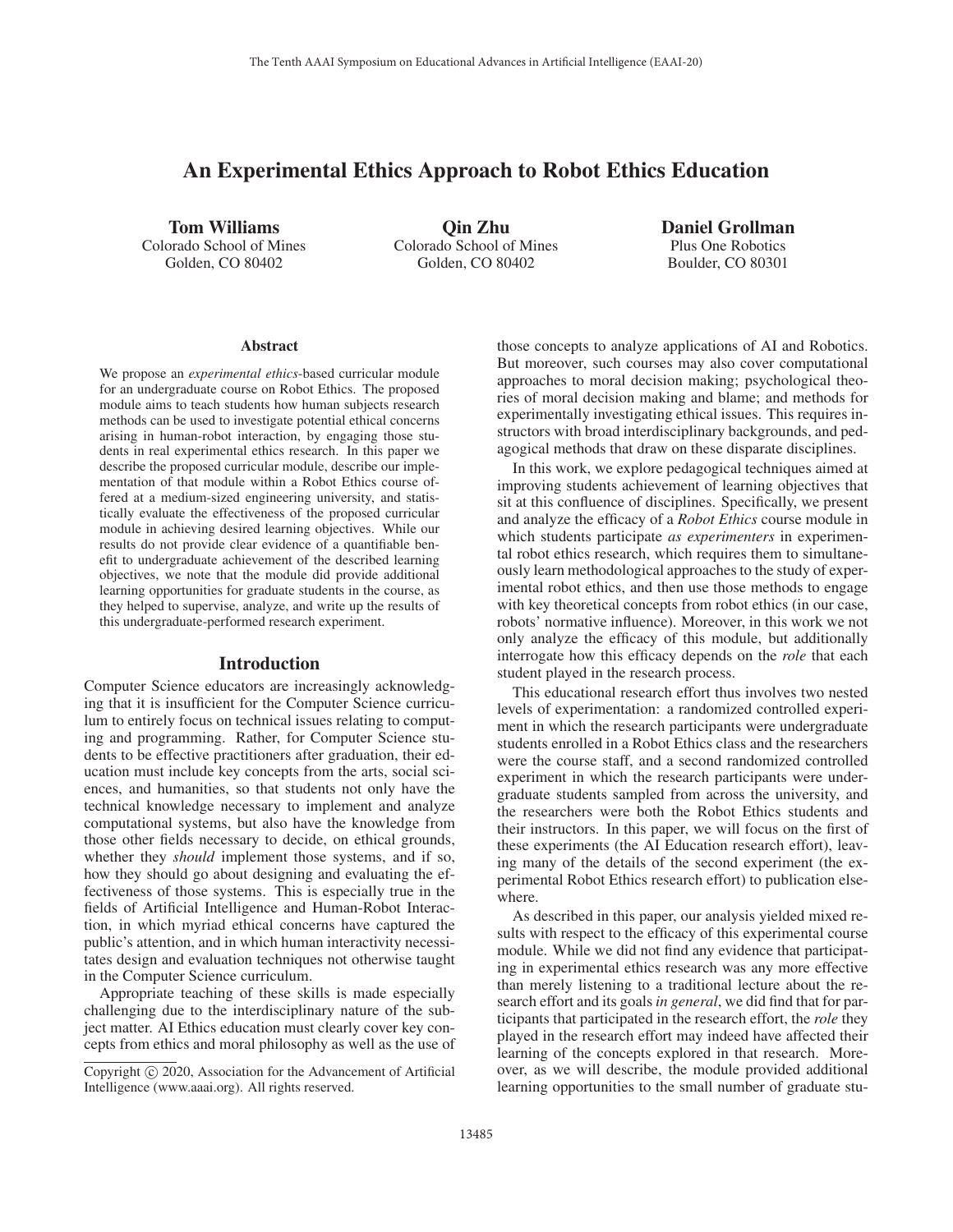# An Experimental Ethics Approach to Robot Ethics Education

**Tom Williams**
Colorado School of Mines
Golden, CO 80402

**Qin Zhu**
Colorado School of Mines
Golden, CO 80402

**Daniel Grollman**
Plus One Robotics
Boulder, CO 80301

## Abstract

We propose an *experimental ethics*-based curricular module for an undergraduate course on Robot Ethics. The proposed module aims to teach students how human subjects research methods can be used to investigate potential ethical concerns arising in human-robot interaction, by engaging those students in real experimental ethics research. In this paper we describe the proposed curricular module, describe our implementation of that module within a Robot Ethics course offered at a medium-sized engineering university, and statistically evaluate the effectiveness of the proposed curricular module in achieving desired learning objectives. While our results do not provide clear evidence of a quantifiable benefit to undergraduate achievement of the described learning objectives, we note that the module did provide additional learning opportunities for graduate students in the course, as they helped to supervise, analyze, and write up the results of this undergraduate-performed research experiment.

## Introduction

Computer Science educators are increasingly acknowledging that it is insufficient for the Computer Science curriculum to entirely focus on technical issues relating to computing and programming. Rather, for Computer Science students to be effective practitioners after graduation, their education must include key concepts from the arts, social sciences, and humanities, so that students not only have the technical knowledge necessary to implement and analyze computational systems, but also have the knowledge from those other fields necessary to decide, on ethical grounds, whether they *should* implement those systems, and if so, how they should go about designing and evaluating the effectiveness of those systems. This is especially true in the fields of Artificial Intelligence and Human-Robot Interaction, in which myriad ethical concerns have captured the public's attention, and in which human interactivity necessitates design and evaluation techniques not otherwise taught in the Computer Science curriculum.

Appropriate teaching of these skills is made especially challenging due to the interdisciplinary nature of the subject matter. AI Ethics education must clearly cover key concepts from ethics and moral philosophy as well as the use of those concepts to analyze applications of AI and Robotics. But moreover, such courses may also cover computational approaches to moral decision making; psychological theories of moral decision making and blame; and methods for experimentally investigating ethical issues. This requires instructors with broad interdisciplinary backgrounds, and pedagogical methods that draw on these disparate disciplines.

In this work, we explore pedagogical techniques aimed at improving students achievement of learning objectives that sit at this confluence of disciplines. Specifically, we present and analyze the efficacy of a *Robot Ethics* course module in which students participate *as experimenters* in experimental robot ethics research, which requires them to simultaneously learn methodological approaches to the study of experimental robot ethics, and then use those methods to engage with key theoretical concepts from robot ethics (in our case, robots' normative influence). Moreover, in this work we not only analyze the efficacy of this module, but additionally interrogate how this efficacy depends on the *role* that each student played in the research process.

This educational research effort thus involves two nested levels of experimentation: a randomized controlled experiment in which the research participants were undergraduate students enrolled in a Robot Ethics class and the researchers were the course staff, and a second randomized controlled experiment in which the research participants were undergraduate students sampled from across the university, and the researchers were both the Robot Ethics students and their instructors. In this paper, we will focus on the first of these experiments (the AI Education research effort), leaving many of the details of the second experiment (the experimental Robot Ethics research effort) to publication elsewhere.

As described in this paper, our analysis yielded mixed results with respect to the efficacy of this experimental course module. While we did not find any evidence that participating in experimental ethics research was any more effective than merely listening to a traditional lecture about the research effort and its goals *in general*, we did find that for participants that participated in the research effort, the *role* they played in the research effort may indeed have affected their learning of the concepts explored in that research. Moreover, as we will describe, the module provided additional learning opportunities to the small number of graduate stu-

Copyright © 2020, Association for the Advancement of Artificial Intelligence (www.aaai.org). All rights reserved.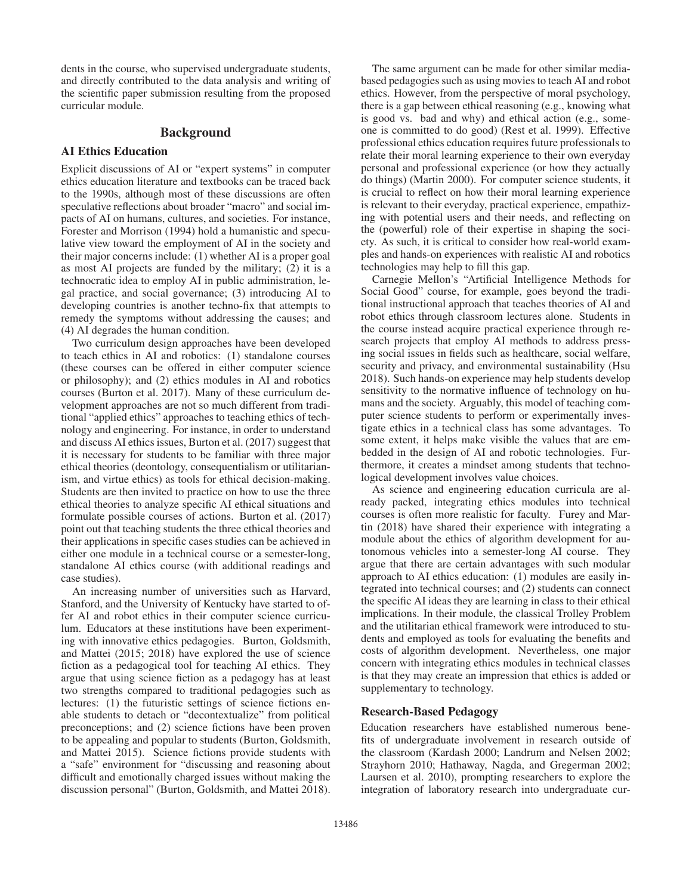dents in the course, who supervised undergraduate students, and directly contributed to the data analysis and writing of the scientific paper submission resulting from the proposed curricular module.

## Background

### AI Ethics Education

Explicit discussions of AI or "expert systems" in computer ethics education literature and textbooks can be traced back to the 1990s, although most of these discussions are often speculative reflections about broader "macro" and social impacts of AI on humans, cultures, and societies. For instance, Forester and Morrison (1994) hold a humanistic and speculative view toward the employment of AI in the society and their major concerns include: (1) whether AI is a proper goal as most AI projects are funded by the military; (2) it is a technocratic idea to employ AI in public administration, legal practice, and social governance; (3) introducing AI to developing countries is another techno-fix that attempts to remedy the symptoms without addressing the causes; and (4) AI degrades the human condition.

Two curriculum design approaches have been developed to teach ethics in AI and robotics: (1) standalone courses (these courses can be offered in either computer science or philosophy); and (2) ethics modules in AI and robotics courses (Burton et al. 2017). Many of these curriculum development approaches are not so much different from traditional "applied ethics" approaches to teaching ethics of technology and engineering. For instance, in order to understand and discuss AI ethics issues, Burton et al. (2017) suggest that it is necessary for students to be familiar with three major ethical theories (deontology, consequentialism or utilitarianism, and virtue ethics) as tools for ethical decision-making. Students are then invited to practice on how to use the three ethical theories to analyze specific AI ethical situations and formulate possible courses of actions. Burton et al. (2017) point out that teaching students the three ethical theories and their applications in specific cases studies can be achieved in either one module in a technical course or a semester-long, standalone AI ethics course (with additional readings and case studies).

An increasing number of universities such as Harvard, Stanford, and the University of Kentucky have started to offer AI and robot ethics in their computer science curriculum. Educators at these institutions have been experimenting with innovative ethics pedagogies. Burton, Goldsmith, and Mattei (2015; 2018) have explored the use of science fiction as a pedagogical tool for teaching AI ethics. They argue that using science fiction as a pedagogy has at least two strengths compared to traditional pedagogies such as lectures: (1) the futuristic settings of science fictions enable students to detach or "decontextualize" from political preconceptions; and (2) science fictions have been proven to be appealing and popular to students (Burton, Goldsmith, and Mattei 2015). Science fictions provide students with a "safe" environment for "discussing and reasoning about difficult and emotionally charged issues without making the discussion personal" (Burton, Goldsmith, and Mattei 2018).

The same argument can be made for other similar media-based pedagogies such as using movies to teach AI and robot ethics. However, from the perspective of moral psychology, there is a gap between ethical reasoning (e.g., knowing what is good vs. bad and why) and ethical action (e.g., someone is committed to do good) (Rest et al. 1999). Effective professional ethics education requires future professionals to relate their moral learning experience to their own everyday personal and professional experience (or how they actually do things) (Martin 2000). For computer science students, it is crucial to reflect on how their moral learning experience is relevant to their everyday, practical experience, empathizing with potential users and their needs, and reflecting on the (powerful) role of their expertise in shaping the society. As such, it is critical to consider how real-world examples and hands-on experiences with realistic AI and robotics technologies may help to fill this gap.

Carnegie Mellon's "Artificial Intelligence Methods for Social Good" course, for example, goes beyond the traditional instructional approach that teaches theories of AI and robot ethics through classroom lectures alone. Students in the course instead acquire practical experience through research projects that employ AI methods to address pressing social issues in fields such as healthcare, social welfare, security and privacy, and environmental sustainability (Hsu 2018). Such hands-on experience may help students develop sensitivity to the normative influence of technology on humans and the society. Arguably, this model of teaching computer science students to perform or experimentally investigate ethics in a technical class has some advantages. To some extent, it helps make visible the values that are embedded in the design of AI and robotic technologies. Furthermore, it creates a mindset among students that technological development involves value choices.

As science and engineering education curricula are already packed, integrating ethics modules into technical courses is often more realistic for faculty. Furey and Martin (2018) have shared their experience with integrating a module about the ethics of algorithm development for autonomous vehicles into a semester-long AI course. They argue that there are certain advantages with such modular approach to AI ethics education: (1) modules are easily integrated into technical courses; and (2) students can connect the specific AI ideas they are learning in class to their ethical implications. In their module, the classical Trolley Problem and the utilitarian ethical framework were introduced to students and employed as tools for evaluating the benefits and costs of algorithm development. Nevertheless, one major concern with integrating ethics modules in technical classes is that they may create an impression that ethics is added or supplementary to technology.

### Research-Based Pedagogy

Education researchers have established numerous benefits of undergraduate involvement in research outside of the classroom (Kardash 2000; Landrum and Nelsen 2002; Strayhorn 2010; Hathaway, Nagda, and Gregerman 2002; Laursen et al. 2010), prompting researchers to explore the integration of laboratory research into undergraduate cur-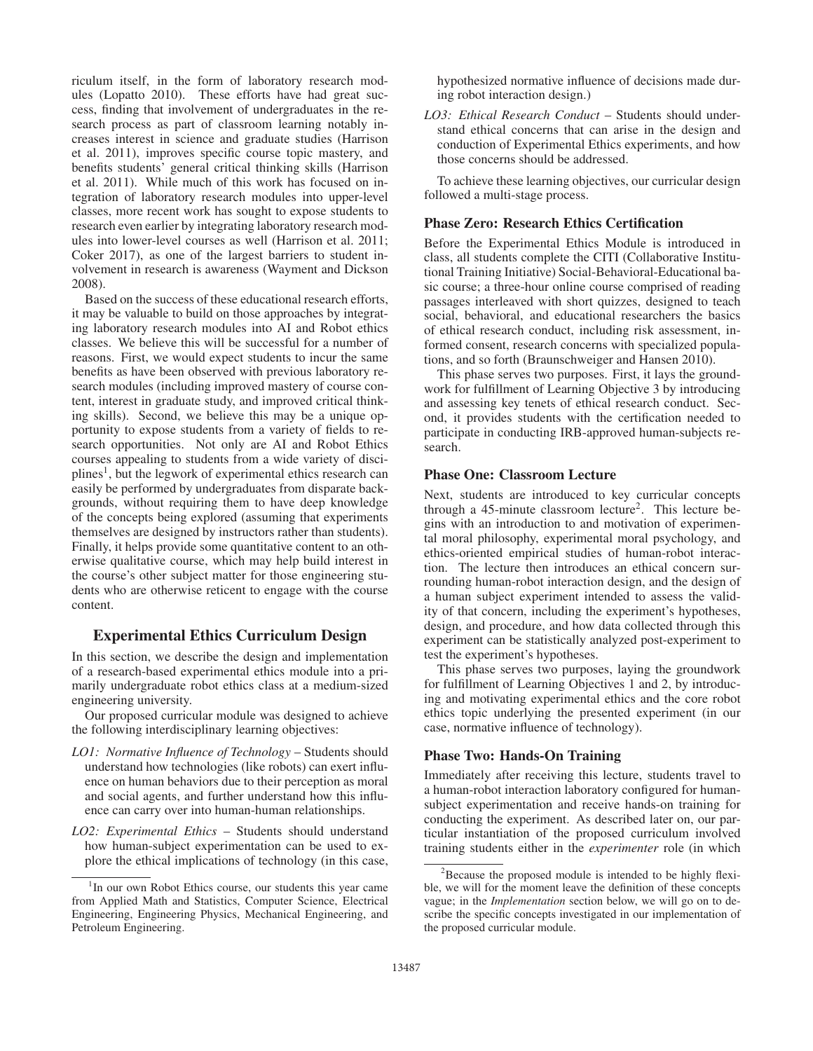riculum itself, in the form of laboratory research modules (Lopatto 2010). These efforts have had great success, finding that involvement of undergraduates in the research process as part of classroom learning notably increases interest in science and graduate studies (Harrison et al. 2011), improves specific course topic mastery, and benefits students' general critical thinking skills (Harrison et al. 2011). While much of this work has focused on integration of laboratory research modules into upper-level classes, more recent work has sought to expose students to research even earlier by integrating laboratory research modules into lower-level courses as well (Harrison et al. 2011; Coker 2017), as one of the largest barriers to student involvement in research is awareness (Wayment and Dickson 2008).

Based on the success of these educational research efforts, it may be valuable to build on those approaches by integrating laboratory research modules into AI and Robot ethics classes. We believe this will be successful for a number of reasons. First, we would expect students to incur the same benefits as have been observed with previous laboratory research modules (including improved mastery of course content, interest in graduate study, and improved critical thinking skills). Second, we believe this may be a unique opportunity to expose students from a variety of fields to research opportunities. Not only are AI and Robot Ethics courses appealing to students from a wide variety of disciplines[1], but the legwork of experimental ethics research can easily be performed by undergraduates from disparate backgrounds, without requiring them to have deep knowledge of the concepts being explored (assuming that experiments themselves are designed by instructors rather than students). Finally, it helps provide some quantitative content to an otherwise qualitative course, which may help build interest in the course's other subject matter for those engineering students who are otherwise reticent to engage with the course content.

## Experimental Ethics Curriculum Design

In this section, we describe the design and implementation of a research-based experimental ethics module into a primarily undergraduate robot ethics class at a medium-sized engineering university.

Our proposed curricular module was designed to achieve the following interdisciplinary learning objectives:

- *LO1: Normative Influence of Technology* – Students should understand how technologies (like robots) can exert influence on human behaviors due to their perception as moral and social agents, and further understand how this influence can carry over into human-human relationships.
- *LO2: Experimental Ethics* – Students should understand how human-subject experimentation can be used to explore the ethical implications of technology (in this case, hypothesized normative influence of decisions made during robot interaction design.)
- *LO3: Ethical Research Conduct* – Students should understand ethical concerns that can arise in the design and conduction of Experimental Ethics experiments, and how those concerns should be addressed.

To achieve these learning objectives, our curricular design followed a multi-stage process.

### Phase Zero: Research Ethics Certification

Before the Experimental Ethics Module is introduced in class, all students complete the CITI (Collaborative Institutional Training Initiative) Social-Behavioral-Educational basic course; a three-hour online course comprised of reading passages interleaved with short quizzes, designed to teach social, behavioral, and educational researchers the basics of ethical research conduct, including risk assessment, informed consent, research concerns with specialized populations, and so forth (Braunschweiger and Hansen 2010).

This phase serves two purposes. First, it lays the groundwork for fulfillment of Learning Objective 3 by introducing and assessing key tenets of ethical research conduct. Second, it provides students with the certification needed to participate in conducting IRB-approved human-subjects research.

### Phase One: Classroom Lecture

Next, students are introduced to key curricular concepts through a 45-minute classroom lecture[2]. This lecture begins with an introduction to and motivation of experimental moral philosophy, experimental moral psychology, and ethics-oriented empirical studies of human-robot interaction. The lecture then introduces an ethical concern surrounding human-robot interaction design, and the design of a human subject experiment intended to assess the validity of that concern, including the experiment's hypotheses, design, and procedure, and how data collected through this experiment can be statistically analyzed post-experiment to test the experiment's hypotheses.

This phase serves two purposes, laying the groundwork for fulfillment of Learning Objectives 1 and 2, by introducing and motivating experimental ethics and the core robot ethics topic underlying the presented experiment (in our case, normative influence of technology).

### Phase Two: Hands-On Training

Immediately after receiving this lecture, students travel to a human-robot interaction laboratory configured for human-subject experimentation and receive hands-on training for conducting the experiment. As described later on, our particular instantiation of the proposed curriculum involved training students either in the *experimenter* role (in which

[1] In our own Robot Ethics course, our students this year came from Applied Math and Statistics, Computer Science, Electrical Engineering, Engineering Physics, Mechanical Engineering, and Petroleum Engineering.

[2] Because the proposed module is intended to be highly flexible, we will for the moment leave the definition of these concepts vague; in the *Implementation* section below, we will go on to describe the specific concepts investigated in our implementation of the proposed curricular module.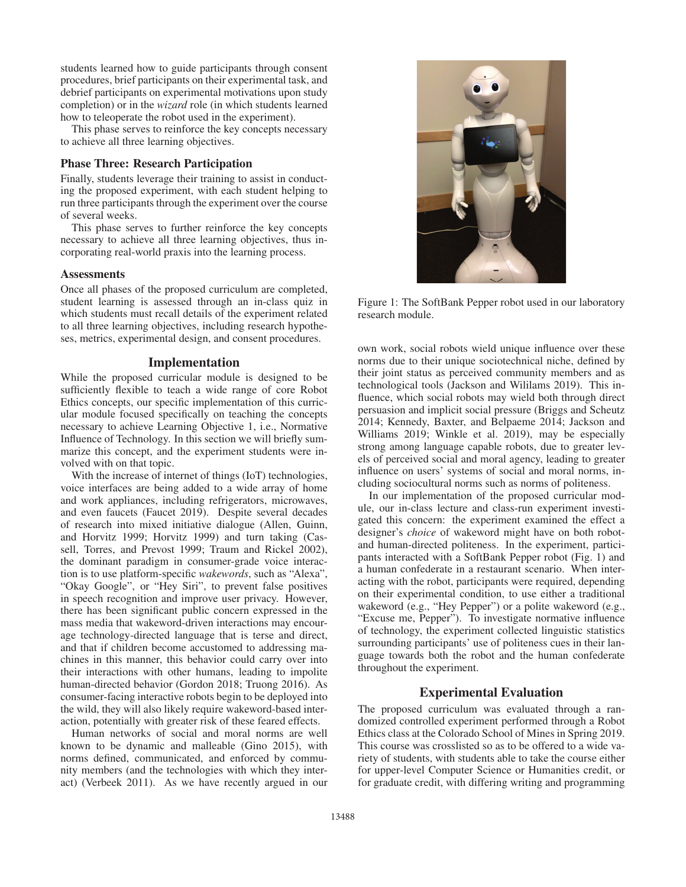students learned how to guide participants through consent procedures, brief participants on their experimental task, and debrief participants on experimental motivations upon study completion) or in the *wizard* role (in which students learned how to teleoperate the robot used in the experiment).

This phase serves to reinforce the key concepts necessary to achieve all three learning objectives.

### Phase Three: Research Participation

Finally, students leverage their training to assist in conducting the proposed experiment, with each student helping to run three participants through the experiment over the course of several weeks.

This phase serves to further reinforce the key concepts necessary to achieve all three learning objectives, thus incorporating real-world praxis into the learning process.

### Assessments

Once all phases of the proposed curriculum are completed, student learning is assessed through an in-class quiz in which students must recall details of the experiment related to all three learning objectives, including research hypotheses, metrics, experimental design, and consent procedures.

## Implementation

While the proposed curricular module is designed to be sufficiently flexible to teach a wide range of core Robot Ethics concepts, our specific implementation of this curricular module focused specifically on teaching the concepts necessary to achieve Learning Objective 1, i.e., Normative Influence of Technology. In this section we will briefly summarize this concept, and the experiment students were involved with on that topic.

With the increase of internet of things (IoT) technologies, voice interfaces are being added to a wide array of home and work appliances, including refrigerators, microwaves, and even faucets (Faucet 2019). Despite several decades of research into mixed initiative dialogue (Allen, Guinn, and Horvitz 1999; Horvitz 1999) and turn taking (Cassell, Torres, and Prevost 1999; Traum and Rickel 2002), the dominant paradigm in consumer-grade voice interaction is to use platform-specific *wakewords*, such as "Alexa", "Okay Google", or "Hey Siri", to prevent false positives in speech recognition and improve user privacy. However, there has been significant public concern expressed in the mass media that wakeword-driven interactions may encourage technology-directed language that is terse and direct, and that if children become accustomed to addressing machines in this manner, this behavior could carry over into their interactions with other humans, leading to impolite human-directed behavior (Gordon 2018; Truong 2016). As consumer-facing interactive robots begin to be deployed into the wild, they will also likely require wakeword-based interaction, potentially with greater risk of these feared effects.

Human networks of social and moral norms are well known to be dynamic and malleable (Gino 2015), with norms defined, communicated, and enforced by community members (and the technologies with which they interact) (Verbeek 2011). As we have recently argued in our own work, social robots wield unique influence over these norms due to their unique sociotechnical niche, defined by their joint status as perceived community members and as technological tools (Jackson and Wililams 2019). This influence, which social robots may wield both through direct persuasion and implicit social pressure (Briggs and Scheutz 2014; Kennedy, Baxter, and Belpaeme 2014; Jackson and Williams 2019; Winkle et al. 2019), may be especially strong among language capable robots, due to greater levels of perceived social and moral agency, leading to greater influence on users' systems of social and moral norms, including sociocultural norms such as norms of politeness.

Figure 1: The SoftBank Pepper robot used in our laboratory research module.

In our implementation of the proposed curricular module, our in-class lecture and class-run experiment investigated this concern: the experiment examined the effect a designer's *choice* of wakeword might have on both robot- and human-directed politeness. In the experiment, participants interacted with a SoftBank Pepper robot (Fig. 1) and a human confederate in a restaurant scenario. When interacting with the robot, participants were required, depending on their experimental condition, to use either a traditional wakeword (e.g., "Hey Pepper") or a polite wakeword (e.g., "Excuse me, Pepper"). To investigate normative influence of technology, the experiment collected linguistic statistics surrounding participants' use of politeness cues in their language towards both the robot and the human confederate throughout the experiment.

## Experimental Evaluation

The proposed curriculum was evaluated through a randomized controlled experiment performed through a Robot Ethics class at the Colorado School of Mines in Spring 2019. This course was crosslisted so as to be offered to a wide variety of students, with students able to take the course either for upper-level Computer Science or Humanities credit, or for graduate credit, with differing writing and programming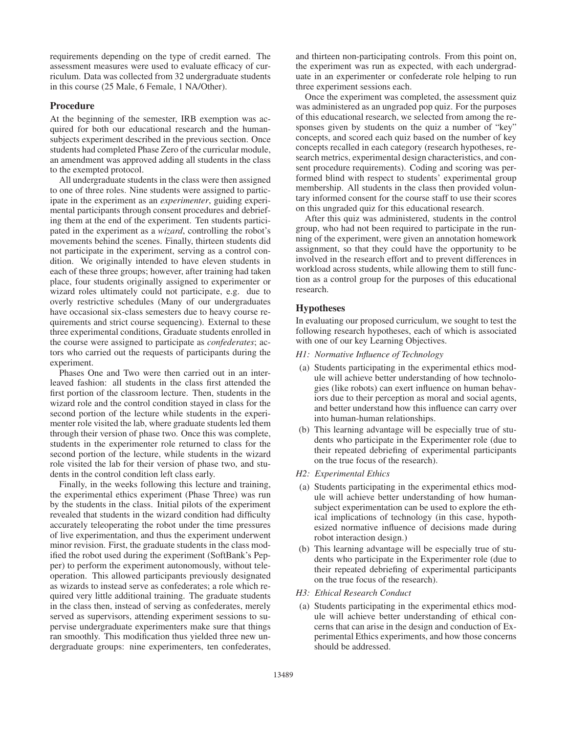requirements depending on the type of credit earned. The assessment measures were used to evaluate efficacy of curriculum. Data was collected from 32 undergraduate students in this course (25 Male, 6 Female, 1 NA/Other).

### Procedure

At the beginning of the semester, IRB exemption was acquired for both our educational research and the human-subjects experiment described in the previous section. Once students had completed Phase Zero of the curricular module, an amendment was approved adding all students in the class to the exempted protocol.

All undergraduate students in the class were then assigned to one of three roles. Nine students were assigned to participate in the experiment as an *experimenter*, guiding experimental participants through consent procedures and debriefing them at the end of the experiment. Ten students participated in the experiment as a *wizard*, controlling the robot's movements behind the scenes. Finally, thirteen students did not participate in the experiment, serving as a control condition. We originally intended to have eleven students in each of these three groups; however, after training had taken place, four students originally assigned to experimenter or wizard roles ultimately could not participate, e.g. due to overly restrictive schedules (Many of our undergraduates have occasional six-class semesters due to heavy course requirements and strict course sequencing). External to these three experimental conditions, Graduate students enrolled in the course were assigned to participate as *confederates*; actors who carried out the requests of participants during the experiment.

Phases One and Two were then carried out in an interleaved fashion: all students in the class first attended the first portion of the classroom lecture. Then, students in the wizard role and the control condition stayed in class for the second portion of the lecture while students in the experimenter role visited the lab, where graduate students led them through their version of phase two. Once this was complete, students in the experimenter role returned to class for the second portion of the lecture, while students in the wizard role visited the lab for their version of phase two, and students in the control condition left class early.

Finally, in the weeks following this lecture and training, the experimental ethics experiment (Phase Three) was run by the students in the class. Initial pilots of the experiment revealed that students in the wizard condition had difficulty accurately teleoperating the robot under the time pressures of live experimentation, and thus the experiment underwent minor revision. First, the graduate students in the class modified the robot used during the experiment (SoftBank's Pepper) to perform the experiment autonomously, without teleoperation. This allowed participants previously designated as wizards to instead serve as confederates; a role which required very little additional training. The graduate students in the class then, instead of serving as confederates, merely served as supervisors, attending experiment sessions to supervise undergraduate experimenters make sure that things ran smoothly. This modification thus yielded three new undergraduate groups: nine experimenters, ten confederates, and thirteen non-participating controls. From this point on, the experiment was run as expected, with each undergraduate in an experimenter or confederate role helping to run three experiment sessions each.

Once the experiment was completed, the assessment quiz was administered as an ungraded pop quiz. For the purposes of this educational research, we selected from among the responses given by students on the quiz a number of "key" concepts, and scored each quiz based on the number of key concepts recalled in each category (research hypotheses, research metrics, experimental design characteristics, and consent procedure requirements). Coding and scoring was performed blind with respect to students' experimental group membership. All students in the class then provided voluntary informed consent for the course staff to use their scores on this ungraded quiz for this educational research.

After this quiz was administered, students in the control group, who had not been required to participate in the running of the experiment, were given an annotation homework assignment, so that they could have the opportunity to be involved in the research effort and to prevent differences in workload across students, while allowing them to still function as a control group for the purposes of this educational research.

### Hypotheses

In evaluating our proposed curriculum, we sought to test the following research hypotheses, each of which is associated with one of our key Learning Objectives.

*H1: Normative Influence of Technology*

(a) Students participating in the experimental ethics module will achieve better understanding of how technologies (like robots) can exert influence on human behaviors due to their perception as moral and social agents, and better understand how this influence can carry over into human-human relationships.

(b) This learning advantage will be especially true of students who participate in the Experimenter role (due to their repeated debriefing of experimental participants on the true focus of the research).

*H2: Experimental Ethics*

(a) Students participating in the experimental ethics module will achieve better understanding of how human-subject experimentation can be used to explore the ethical implications of technology (in this case, hypothesized normative influence of decisions made during robot interaction design.)

(b) This learning advantage will be especially true of students who participate in the Experimenter role (due to their repeated debriefing of experimental participants on the true focus of the research).

*H3: Ethical Research Conduct*

(a) Students participating in the experimental ethics module will achieve better understanding of ethical concerns that can arise in the design and conduction of Experimental Ethics experiments, and how those concerns should be addressed.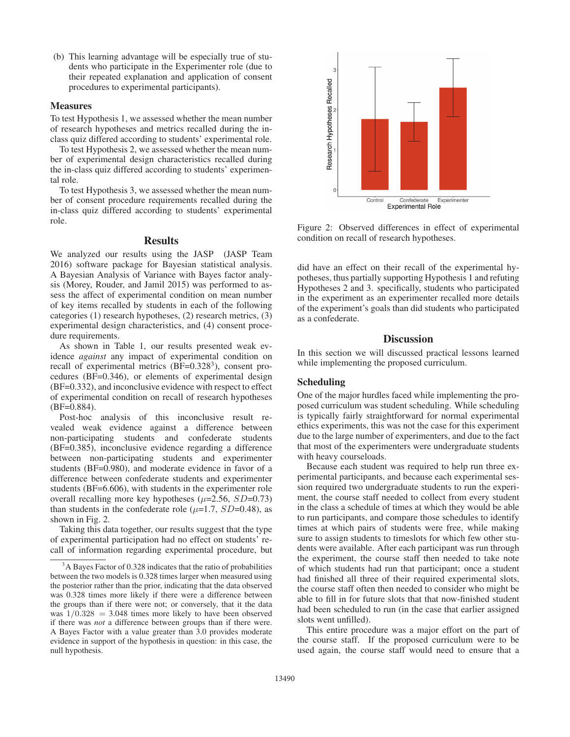(b) This learning advantage will be especially true of students who participate in the Experimenter role (due to their repeated explanation and application of consent procedures to experimental participants).

### Measures

To test Hypothesis 1, we assessed whether the mean number of research hypotheses and metrics recalled during the in-class quiz differed according to students' experimental role.

To test Hypothesis 2, we assessed whether the mean number of experimental design characteristics recalled during the in-class quiz differed according to students' experimental role.

To test Hypothesis 3, we assessed whether the mean number of consent procedure requirements recalled during the in-class quiz differed according to students' experimental role.

## Results

We analyzed our results using the JASP (JASP Team 2016) software package for Bayesian statistical analysis. A Bayesian Analysis of Variance with Bayes factor analysis (Morey, Rouder, and Jamil 2015) was performed to assess the affect of experimental condition on mean number of key items recalled by students in each of the following categories (1) research hypotheses, (2) research metrics, (3) experimental design characteristics, and (4) consent procedure requirements.

As shown in Table 1, our results presented weak evidence *against* any impact of experimental condition on recall of experimental metrics (BF=0.328[3]), consent procedures (BF=0.346), or elements of experimental design (BF=0.332), and inconclusive evidence with respect to effect of experimental condition on recall of research hypotheses (BF=0.884).

Post-hoc analysis of this inconclusive result revealed weak evidence against a difference between non-participating students and confederate students (BF=0.385), inconclusive evidence regarding a difference between non-participating students and experimenter students (BF=0.980), and moderate evidence in favor of a difference between confederate students and experimenter students (BF=6.606), with students in the experimenter role overall recalling more key hypotheses ($\mu$=2.56, $SD$=0.73) than students in the confederate role ($\mu$=1.7, $SD$=0.48), as shown in Fig. 2.

Taking this data together, our results suggest that the type of experimental participation had no effect on students' recall of information regarding experimental procedure, but did have an effect on their recall of the experimental hypotheses, thus partially supporting Hypothesis 1 and refuting Hypotheses 2 and 3. specifically, students who participated in the experiment as an experimenter recalled more details of the experiment's goals than did students who participated as a confederate.

Figure 2: Observed differences in effect of experimental condition on recall of research hypotheses.

[3] A Bayes Factor of 0.328 indicates that the ratio of probabilities between the two models is 0.328 times larger when measured using the posterior rather than the prior, indicating that the data observed was 0.328 times more likely if there was a difference between the groups than if there were not; or conversely, that it the data was $1/0.328 = 3.048$ times more likely to have been observed if there was *not* a difference between groups than if there were. A Bayes Factor with a value greater than 3.0 provides moderate evidence in support of the hypothesis in question: in this case, the null hypothesis.

## Discussion

In this section we will discussed practical lessons learned while implementing the proposed curriculum.

### Scheduling

One of the major hurdles faced while implementing the proposed curriculum was student scheduling. While scheduling is typically fairly straightforward for normal experimental ethics experiments, this was not the case for this experiment due to the large number of experimenters, and due to the fact that most of the experimenters were undergraduate students with heavy courseloads.

Because each student was required to help run three experimental participants, and because each experimental session required two undergraduate students to run the experiment, the course staff needed to collect from every student in the class a schedule of times at which they would be able to run participants, and compare those schedules to identify times at which pairs of students were free, while making sure to assign students to timeslots for which few other students were available. After each participant was run through the experiment, the course staff then needed to take note of which students had run that participant; once a student had finished all three of their required experimental slots, the course staff often then needed to consider who might be able to fill in for future slots that that now-finished student had been scheduled to run (in the case that earlier assigned slots went unfilled).

This entire procedure was a major effort on the part of the course staff. If the proposed curriculum were to be used again, the course staff would need to ensure that a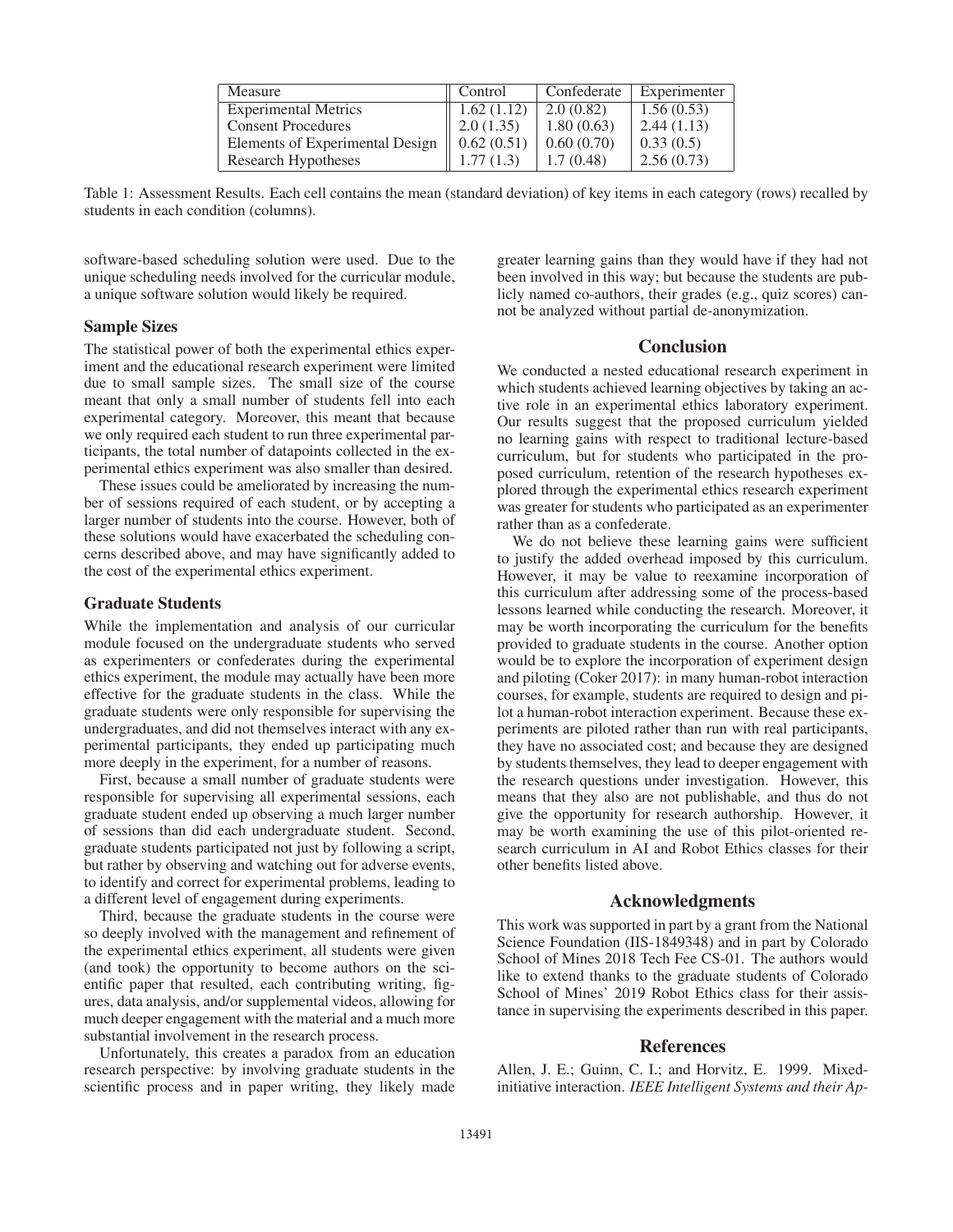| Measure | Control | Confederate | Experimenter |
| --- | --- | --- | --- |
| Experimental Metrics | 1.62 (1.12) | 2.0 (0.82) | 1.56 (0.53) |
| Consent Procedures | 2.0 (1.35) | 1.80 (0.63) | 2.44 (1.13) |
| Elements of Experimental Design | 0.62 (0.51) | 0.60 (0.70) | 0.33 (0.5) |
| Research Hypotheses | 1.77 (1.3) | 1.7 (0.48) | 2.56 (0.73) |

Table 1: Assessment Results. Each cell contains the mean (standard deviation) of key items in each category (rows) recalled by students in each condition (columns).

software-based scheduling solution were used. Due to the unique scheduling needs involved for the curricular module, a unique software solution would likely be required.

### Sample Sizes

The statistical power of both the experimental ethics experiment and the educational research experiment were limited due to small sample sizes. The small size of the course meant that only a small number of students fell into each experimental category. Moreover, this meant that because we only required each student to run three experimental participants, the total number of datapoints collected in the experimental ethics experiment was also smaller than desired.

These issues could be ameliorated by increasing the number of sessions required of each student, or by accepting a larger number of students into the course. However, both of these solutions would have exacerbated the scheduling concerns described above, and may have significantly added to the cost of the experimental ethics experiment.

### Graduate Students

While the implementation and analysis of our curricular module focused on the undergraduate students who served as experimenters or confederates during the experimental ethics experiment, the module may actually have been more effective for the graduate students in the class. While the graduate students were only responsible for supervising the undergraduates, and did not themselves interact with any experimental participants, they ended up participating much more deeply in the experiment, for a number of reasons.

First, because a small number of graduate students were responsible for supervising all experimental sessions, each graduate student ended up observing a much larger number of sessions than did each undergraduate student. Second, graduate students participated not just by following a script, but rather by observing and watching out for adverse events, to identify and correct for experimental problems, leading to a different level of engagement during experiments.

Third, because the graduate students in the course were so deeply involved with the management and refinement of the experimental ethics experiment, all students were given (and took) the opportunity to become authors on the scientific paper that resulted, each contributing writing, figures, data analysis, and/or supplemental videos, allowing for much deeper engagement with the material and a much more substantial involvement in the research process.

Unfortunately, this creates a paradox from an education research perspective: by involving graduate students in the scientific process and in paper writing, they likely made greater learning gains than they would have if they had not been involved in this way; but because the students are publicly named co-authors, their grades (e.g., quiz scores) cannot be analyzed without partial de-anonymization.

## Conclusion

We conducted a nested educational research experiment in which students achieved learning objectives by taking an active role in an experimental ethics laboratory experiment. Our results suggest that the proposed curriculum yielded no learning gains with respect to traditional lecture-based curriculum, but for students who participated in the proposed curriculum, retention of the research hypotheses explored through the experimental ethics research experiment was greater for students who participated as an experimenter rather than as a confederate.

We do not believe these learning gains were sufficient to justify the added overhead imposed by this curriculum. However, it may be value to reexamine incorporation of this curriculum after addressing some of the process-based lessons learned while conducting the research. Moreover, it may be worth incorporating the curriculum for the benefits provided to graduate students in the course. Another option would be to explore the incorporation of experiment design and piloting (Coker 2017): in many human-robot interaction courses, for example, students are required to design and pilot a human-robot interaction experiment. Because these experiments are piloted rather than run with real participants, they have no associated cost; and because they are designed by students themselves, they lead to deeper engagement with the research questions under investigation. However, this means that they also are not publishable, and thus do not give the opportunity for research authorship. However, it may be worth examining the use of this pilot-oriented research curriculum in AI and Robot Ethics classes for their other benefits listed above.

## Acknowledgments

This work was supported in part by a grant from the National Science Foundation (IIS-1849348) and in part by Colorado School of Mines 2018 Tech Fee CS-01. The authors would like to extend thanks to the graduate students of Colorado School of Mines' 2019 Robot Ethics class for their assistance in supervising the experiments described in this paper.

## References

Allen, J. E.; Guinn, C. I.; and Horvitz, E. 1999. Mixed-initiative interaction. *IEEE Intelligent Systems and their Ap-*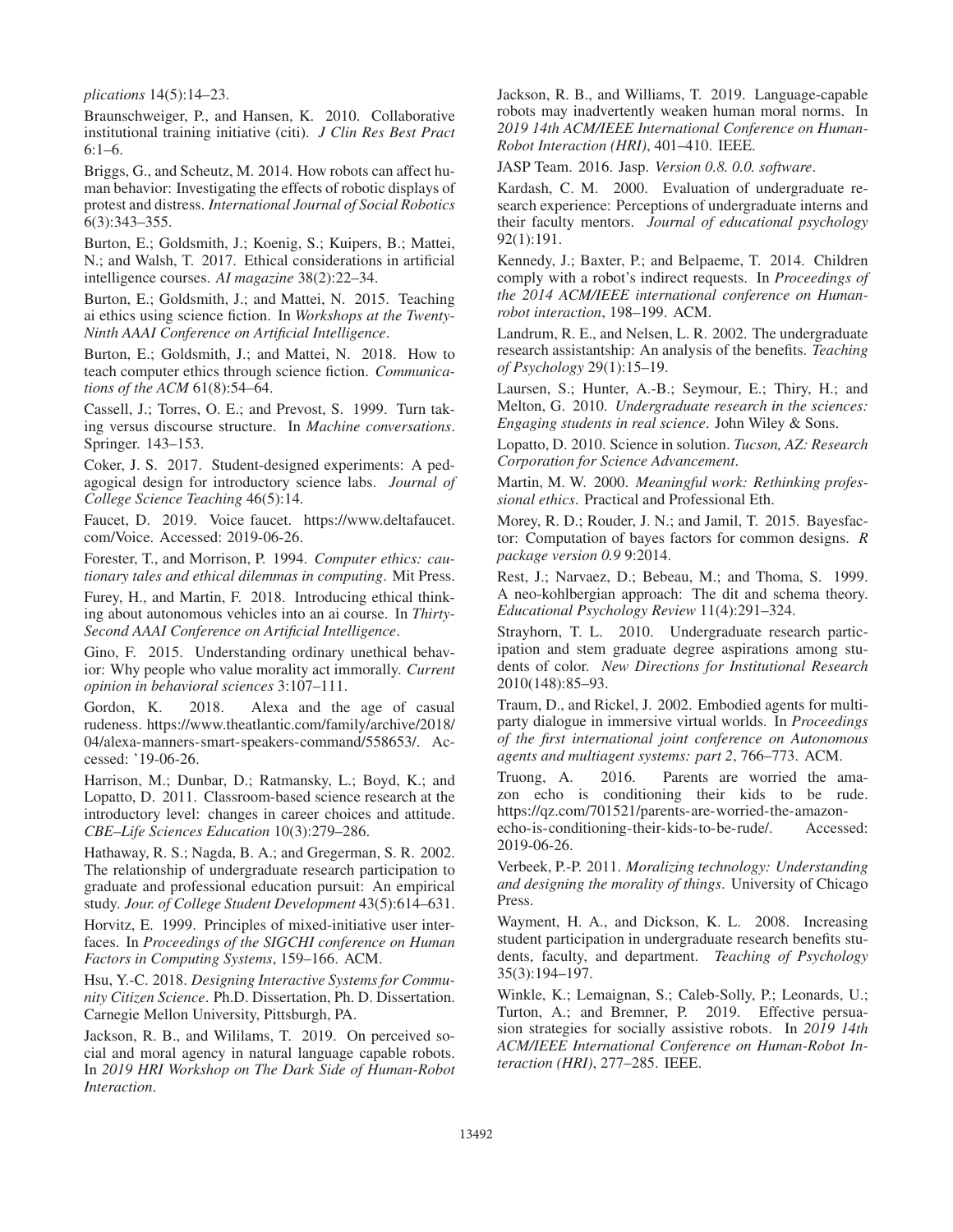*plications* 14(5):14–23.

Braunschweiger, P., and Hansen, K. 2010. Collaborative institutional training initiative (citi). *J Clin Res Best Pract* 6:1–6.

Briggs, G., and Scheutz, M. 2014. How robots can affect human behavior: Investigating the effects of robotic displays of protest and distress. *International Journal of Social Robotics* 6(3):343–355.

Burton, E.; Goldsmith, J.; Koenig, S.; Kuipers, B.; Mattei, N.; and Walsh, T. 2017. Ethical considerations in artificial intelligence courses. *AI magazine* 38(2):22–34.

Burton, E.; Goldsmith, J.; and Mattei, N. 2015. Teaching ai ethics using science fiction. In *Workshops at the Twenty-Ninth AAAI Conference on Artificial Intelligence*.

Burton, E.; Goldsmith, J.; and Mattei, N. 2018. How to teach computer ethics through science fiction. *Communications of the ACM* 61(8):54–64.

Cassell, J.; Torres, O. E.; and Prevost, S. 1999. Turn taking versus discourse structure. In *Machine conversations*. Springer. 143–153.

Coker, J. S. 2017. Student-designed experiments: A pedagogical design for introductory science labs. *Journal of College Science Teaching* 46(5):14.

Faucet, D. 2019. Voice faucet. https://www.deltafaucet.com/Voice. Accessed: 2019-06-26.

Forester, T., and Morrison, P. 1994. *Computer ethics: cautionary tales and ethical dilemmas in computing*. Mit Press.

Furey, H., and Martin, F. 2018. Introducing ethical thinking about autonomous vehicles into an ai course. In *Thirty-Second AAAI Conference on Artificial Intelligence*.

Gino, F. 2015. Understanding ordinary unethical behavior: Why people who value morality act immorally. *Current opinion in behavioral sciences* 3:107–111.

Gordon, K. 2018. Alexa and the age of casual rudeness. https://www.theatlantic.com/family/archive/2018/04/alexa-manners-smart-speakers-command/558653/. Accessed: '19-06-26.

Harrison, M.; Dunbar, D.; Ratmansky, L.; Boyd, K.; and Lopatto, D. 2011. Classroom-based science research at the introductory level: changes in career choices and attitude. *CBE–Life Sciences Education* 10(3):279–286.

Hathaway, R. S.; Nagda, B. A.; and Gregerman, S. R. 2002. The relationship of undergraduate research participation to graduate and professional education pursuit: An empirical study. *Jour. of College Student Development* 43(5):614–631.

Horvitz, E. 1999. Principles of mixed-initiative user interfaces. In *Proceedings of the SIGCHI conference on Human Factors in Computing Systems*, 159–166. ACM.

Hsu, Y.-C. 2018. *Designing Interactive Systems for Community Citizen Science*. Ph.D. Dissertation, Ph. D. Dissertation. Carnegie Mellon University, Pittsburgh, PA.

Jackson, R. B., and Wililams, T. 2019. On perceived social and moral agency in natural language capable robots. In *2019 HRI Workshop on The Dark Side of Human-Robot Interaction*.

Jackson, R. B., and Williams, T. 2019. Language-capable robots may inadvertently weaken human moral norms. In *2019 14th ACM/IEEE International Conference on Human-Robot Interaction (HRI)*, 401–410. IEEE.

JASP Team. 2016. Jasp. *Version 0.8. 0.0. software*.

Kardash, C. M. 2000. Evaluation of undergraduate research experience: Perceptions of undergraduate interns and their faculty mentors. *Journal of educational psychology* 92(1):191.

Kennedy, J.; Baxter, P.; and Belpaeme, T. 2014. Children comply with a robot's indirect requests. In *Proceedings of the 2014 ACM/IEEE international conference on Human-robot interaction*, 198–199. ACM.

Landrum, R. E., and Nelsen, L. R. 2002. The undergraduate research assistantship: An analysis of the benefits. *Teaching of Psychology* 29(1):15–19.

Laursen, S.; Hunter, A.-B.; Seymour, E.; Thiry, H.; and Melton, G. 2010. *Undergraduate research in the sciences: Engaging students in real science*. John Wiley & Sons.

Lopatto, D. 2010. Science in solution. *Tucson, AZ: Research Corporation for Science Advancement*.

Martin, M. W. 2000. *Meaningful work: Rethinking professional ethics*. Practical and Professional Eth.

Morey, R. D.; Rouder, J. N.; and Jamil, T. 2015. Bayesfactor: Computation of bayes factors for common designs. *R package version 0.9* 9:2014.

Rest, J.; Narvaez, D.; Bebeau, M.; and Thoma, S. 1999. A neo-kohlbergian approach: The dit and schema theory. *Educational Psychology Review* 11(4):291–324.

Strayhorn, T. L. 2010. Undergraduate research participation and stem graduate degree aspirations among students of color. *New Directions for Institutional Research* 2010(148):85–93.

Traum, D., and Rickel, J. 2002. Embodied agents for multiparty dialogue in immersive virtual worlds. In *Proceedings of the first international joint conference on Autonomous agents and multiagent systems: part 2*, 766–773. ACM.

Truong, A. 2016. Parents are worried the amazon echo is conditioning their kids to be rude. https://qz.com/701521/parents-are-worried-the-amazon-echo-is-conditioning-their-kids-to-be-rude/. Accessed: 2019-06-26.

Verbeek, P.-P. 2011. *Moralizing technology: Understanding and designing the morality of things*. University of Chicago Press.

Wayment, H. A., and Dickson, K. L. 2008. Increasing student participation in undergraduate research benefits students, faculty, and department. *Teaching of Psychology* 35(3):194–197.

Winkle, K.; Lemaignan, S.; Caleb-Solly, P.; Leonards, U.; Turton, A.; and Bremner, P. 2019. Effective persuasion strategies for socially assistive robots. In *2019 14th ACM/IEEE International Conference on Human-Robot Interaction (HRI)*, 277–285. IEEE.